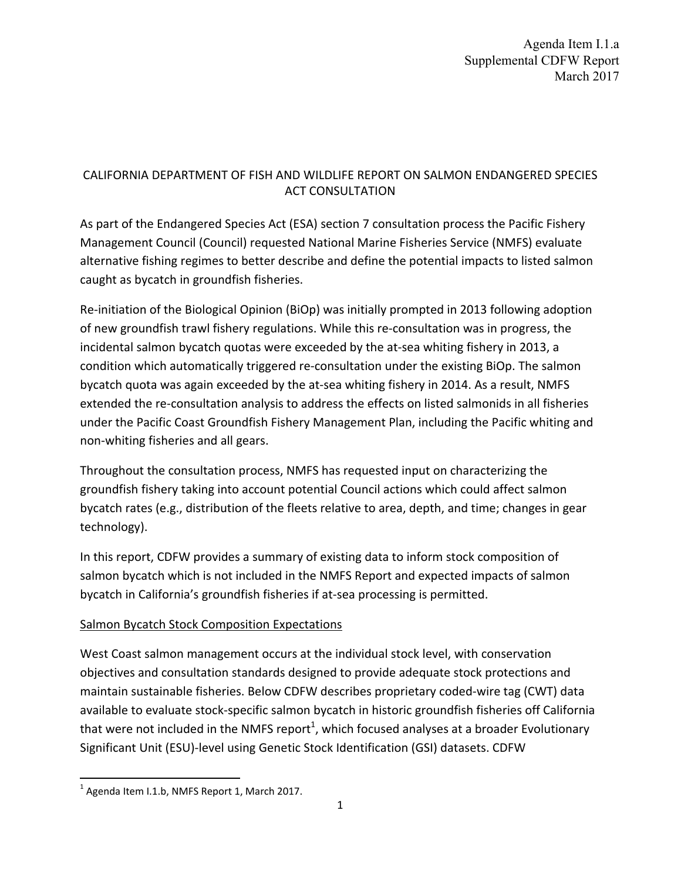Agenda Item I.1.a
Supplemental CDFW Report
March 2017

# CALIFORNIA DEPARTMENT OF FISH AND WILDLIFE REPORT ON SALMON ENDANGERED SPECIES ACT CONSULTATION

As part of the Endangered Species Act (ESA) section 7 consultation process the Pacific Fishery Management Council (Council) requested National Marine Fisheries Service (NMFS) evaluate alternative fishing regimes to better describe and define the potential impacts to listed salmon caught as bycatch in groundfish fisheries.

Re-initiation of the Biological Opinion (BiOp) was initially prompted in 2013 following adoption of new groundfish trawl fishery regulations. While this re-consultation was in progress, the incidental salmon bycatch quotas were exceeded by the at-sea whiting fishery in 2013, a condition which automatically triggered re-consultation under the existing BiOp. The salmon bycatch quota was again exceeded by the at-sea whiting fishery in 2014. As a result, NMFS extended the re-consultation analysis to address the effects on listed salmonids in all fisheries under the Pacific Coast Groundfish Fishery Management Plan, including the Pacific whiting and non-whiting fisheries and all gears.

Throughout the consultation process, NMFS has requested input on characterizing the groundfish fishery taking into account potential Council actions which could affect salmon bycatch rates (e.g., distribution of the fleets relative to area, depth, and time; changes in gear technology).

In this report, CDFW provides a summary of existing data to inform stock composition of salmon bycatch which is not included in the NMFS Report and expected impacts of salmon bycatch in California's groundfish fisheries if at-sea processing is permitted.

## Salmon Bycatch Stock Composition Expectations

West Coast salmon management occurs at the individual stock level, with conservation objectives and consultation standards designed to provide adequate stock protections and maintain sustainable fisheries. Below CDFW describes proprietary coded-wire tag (CWT) data available to evaluate stock-specific salmon bycatch in historic groundfish fisheries off California that were not included in the NMFS report[1], which focused analyses at a broader Evolutionary Significant Unit (ESU)-level using Genetic Stock Identification (GSI) datasets. CDFW

[1] Agenda Item I.1.b, NMFS Report 1, March 2017.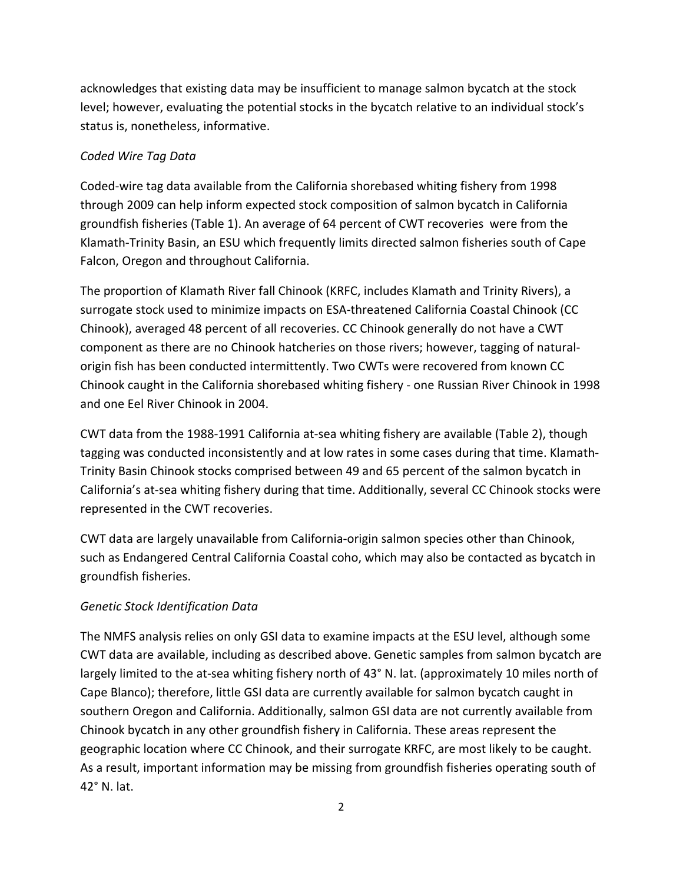acknowledges that existing data may be insufficient to manage salmon bycatch at the stock level; however, evaluating the potential stocks in the bycatch relative to an individual stock's status is, nonetheless, informative.

*Coded Wire Tag Data*

Coded-wire tag data available from the California shorebased whiting fishery from 1998 through 2009 can help inform expected stock composition of salmon bycatch in California groundfish fisheries (Table 1). An average of 64 percent of CWT recoveries were from the Klamath-Trinity Basin, an ESU which frequently limits directed salmon fisheries south of Cape Falcon, Oregon and throughout California.

The proportion of Klamath River fall Chinook (KRFC, includes Klamath and Trinity Rivers), a surrogate stock used to minimize impacts on ESA-threatened California Coastal Chinook (CC Chinook), averaged 48 percent of all recoveries. CC Chinook generally do not have a CWT component as there are no Chinook hatcheries on those rivers; however, tagging of natural-origin fish has been conducted intermittently. Two CWTs were recovered from known CC Chinook caught in the California shorebased whiting fishery - one Russian River Chinook in 1998 and one Eel River Chinook in 2004.

CWT data from the 1988-1991 California at-sea whiting fishery are available (Table 2), though tagging was conducted inconsistently and at low rates in some cases during that time. Klamath-Trinity Basin Chinook stocks comprised between 49 and 65 percent of the salmon bycatch in California's at-sea whiting fishery during that time. Additionally, several CC Chinook stocks were represented in the CWT recoveries.

CWT data are largely unavailable from California-origin salmon species other than Chinook, such as Endangered Central California Coastal coho, which may also be contacted as bycatch in groundfish fisheries.

*Genetic Stock Identification Data*

The NMFS analysis relies on only GSI data to examine impacts at the ESU level, although some CWT data are available, including as described above. Genetic samples from salmon bycatch are largely limited to the at-sea whiting fishery north of 43° N. lat. (approximately 10 miles north of Cape Blanco); therefore, little GSI data are currently available for salmon bycatch caught in southern Oregon and California. Additionally, salmon GSI data are not currently available from Chinook bycatch in any other groundfish fishery in California. These areas represent the geographic location where CC Chinook, and their surrogate KRFC, are most likely to be caught. As a result, important information may be missing from groundfish fisheries operating south of 42° N. lat.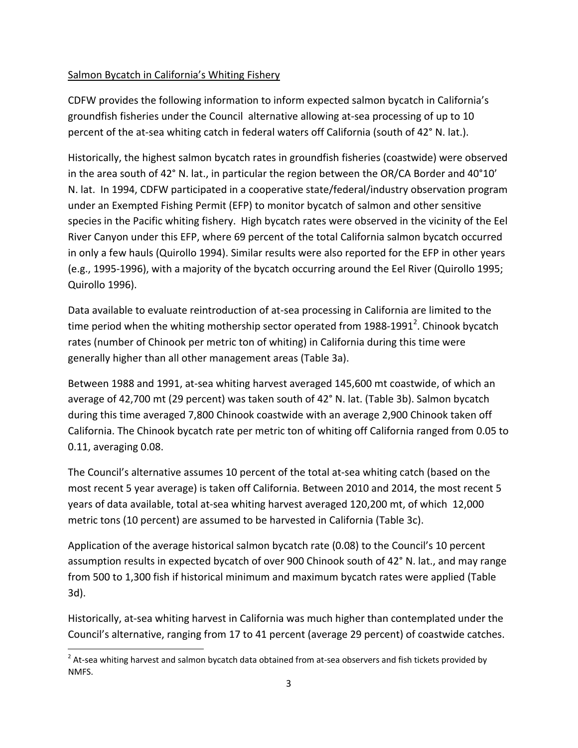Salmon Bycatch in California's Whiting Fishery

CDFW provides the following information to inform expected salmon bycatch in California's groundfish fisheries under the Council alternative allowing at-sea processing of up to 10 percent of the at-sea whiting catch in federal waters off California (south of 42° N. lat.).

Historically, the highest salmon bycatch rates in groundfish fisheries (coastwide) were observed in the area south of 42° N. lat., in particular the region between the OR/CA Border and 40°10' N. lat. In 1994, CDFW participated in a cooperative state/federal/industry observation program under an Exempted Fishing Permit (EFP) to monitor bycatch of salmon and other sensitive species in the Pacific whiting fishery. High bycatch rates were observed in the vicinity of the Eel River Canyon under this EFP, where 69 percent of the total California salmon bycatch occurred in only a few hauls (Quirollo 1994). Similar results were also reported for the EFP in other years (e.g., 1995-1996), with a majority of the bycatch occurring around the Eel River (Quirollo 1995; Quirollo 1996).

Data available to evaluate reintroduction of at-sea processing in California are limited to the time period when the whiting mothership sector operated from 1988-1991[2]. Chinook bycatch rates (number of Chinook per metric ton of whiting) in California during this time were generally higher than all other management areas (Table 3a).

Between 1988 and 1991, at-sea whiting harvest averaged 145,600 mt coastwide, of which an average of 42,700 mt (29 percent) was taken south of 42° N. lat. (Table 3b). Salmon bycatch during this time averaged 7,800 Chinook coastwide with an average 2,900 Chinook taken off California. The Chinook bycatch rate per metric ton of whiting off California ranged from 0.05 to 0.11, averaging 0.08.

The Council's alternative assumes 10 percent of the total at-sea whiting catch (based on the most recent 5 year average) is taken off California. Between 2010 and 2014, the most recent 5 years of data available, total at-sea whiting harvest averaged 120,200 mt, of which 12,000 metric tons (10 percent) are assumed to be harvested in California (Table 3c).

Application of the average historical salmon bycatch rate (0.08) to the Council's 10 percent assumption results in expected bycatch of over 900 Chinook south of 42° N. lat., and may range from 500 to 1,300 fish if historical minimum and maximum bycatch rates were applied (Table 3d).

Historically, at-sea whiting harvest in California was much higher than contemplated under the Council's alternative, ranging from 17 to 41 percent (average 29 percent) of coastwide catches.

[2] At-sea whiting harvest and salmon bycatch data obtained from at-sea observers and fish tickets provided by NMFS.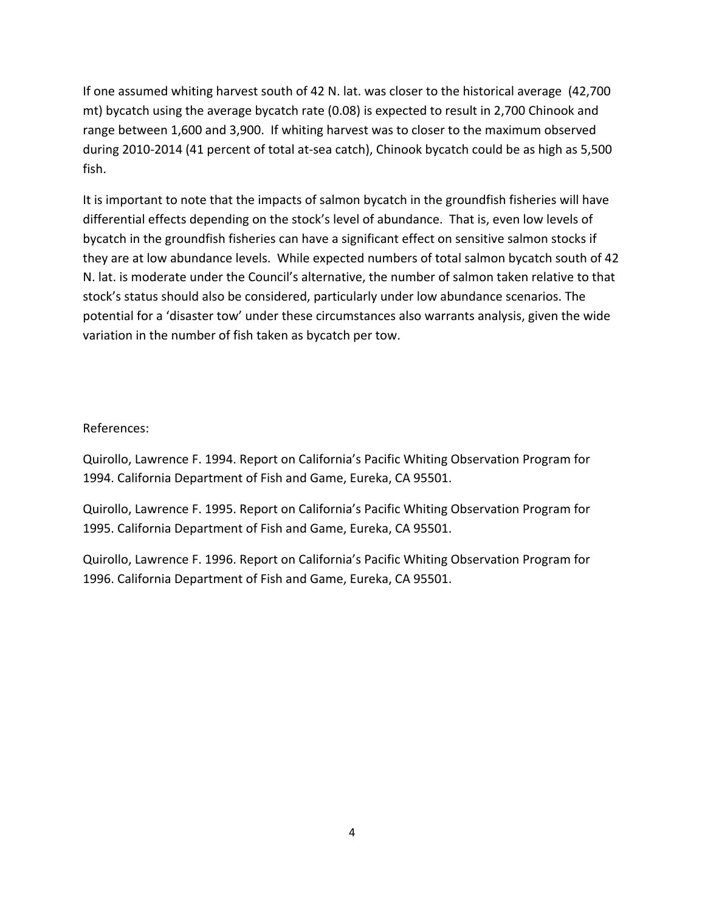If one assumed whiting harvest south of 42 N. lat. was closer to the historical average (42,700 mt) bycatch using the average bycatch rate (0.08) is expected to result in 2,700 Chinook and range between 1,600 and 3,900. If whiting harvest was to closer to the maximum observed during 2010-2014 (41 percent of total at-sea catch), Chinook bycatch could be as high as 5,500 fish.

It is important to note that the impacts of salmon bycatch in the groundfish fisheries will have differential effects depending on the stock's level of abundance. That is, even low levels of bycatch in the groundfish fisheries can have a significant effect on sensitive salmon stocks if they are at low abundance levels. While expected numbers of total salmon bycatch south of 42 N. lat. is moderate under the Council's alternative, the number of salmon taken relative to that stock's status should also be considered, particularly under low abundance scenarios. The potential for a 'disaster tow' under these circumstances also warrants analysis, given the wide variation in the number of fish taken as bycatch per tow.

References:

Quirollo, Lawrence F. 1994. Report on California's Pacific Whiting Observation Program for 1994. California Department of Fish and Game, Eureka, CA 95501.

Quirollo, Lawrence F. 1995. Report on California's Pacific Whiting Observation Program for 1995. California Department of Fish and Game, Eureka, CA 95501.

Quirollo, Lawrence F. 1996. Report on California's Pacific Whiting Observation Program for 1996. California Department of Fish and Game, Eureka, CA 95501.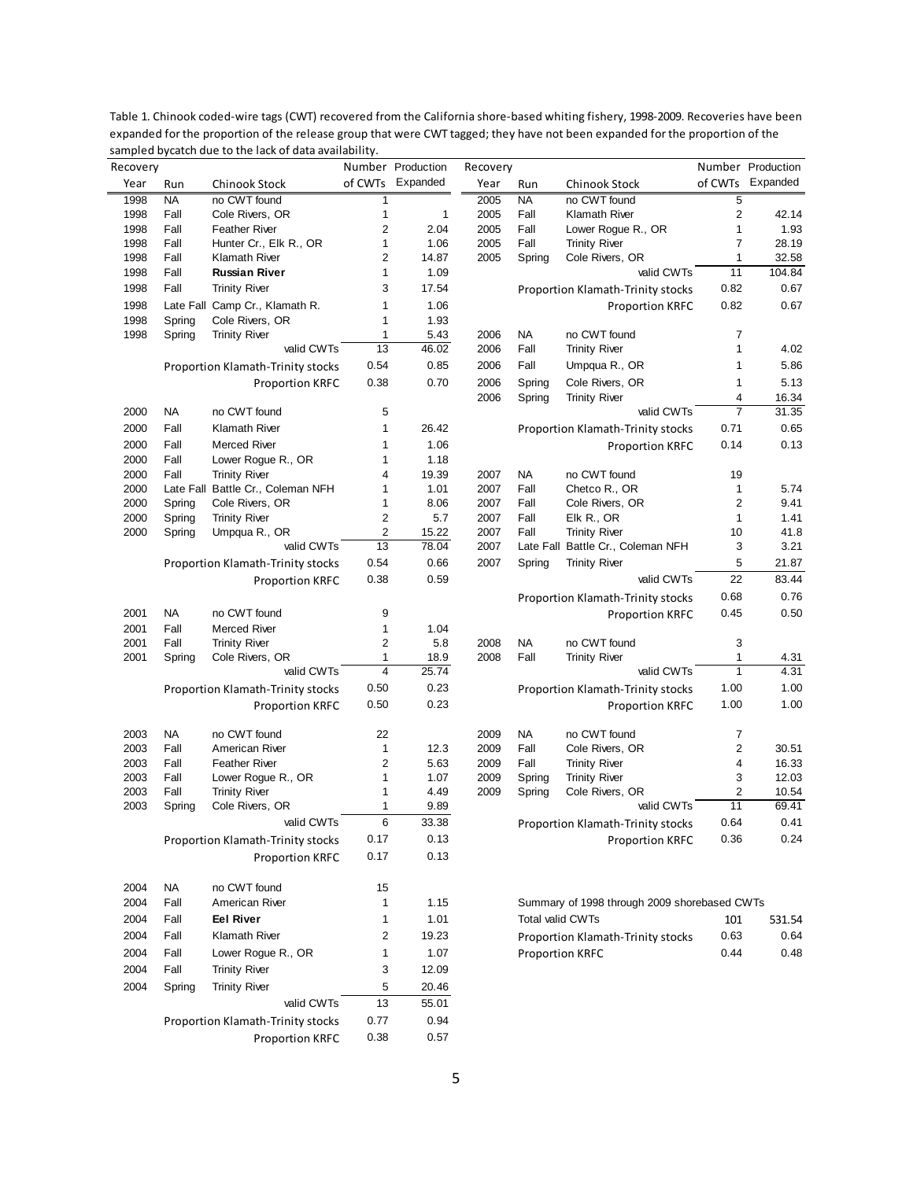Table 1. Chinook coded-wire tags (CWT) recovered from the California shore-based whiting fishery, 1998-2009. Recoveries have been expanded for the proportion of the release group that were CWT tagged; they have not been expanded for the proportion of the sampled bycatch due to the lack of data availability.

| Recovery Year | Run | Chinook Stock | Number of CWTs | Production Expanded |
|---|---|---|---|---|
| 1998 | NA | no CWT found | 1 | |
| 1998 | Fall | Cole Rivers, OR | 1 | 1 |
| 1998 | Fall | Feather River | 2 | 2.04 |
| 1998 | Fall | Hunter Cr., Elk R., OR | 1 | 1.06 |
| 1998 | Fall | Klamath River | 2 | 14.87 |
| 1998 | Fall | **Russian River** | 1 | 1.09 |
| 1998 | Fall | Trinity River | 3 | 17.54 |
| 1998 | Late Fall | Camp Cr., Klamath R. | 1 | 1.06 |
| 1998 | Spring | Cole Rivers, OR | 1 | 1.93 |
| 1998 | Spring | Trinity River | 1 | 5.43 |
| | | valid CWTs | 13 | 46.02 |
| | | Proportion Klamath-Trinity stocks | 0.54 | 0.85 |
| | | Proportion KRFC | 0.38 | 0.70 |
| 2000 | NA | no CWT found | 5 | |
| 2000 | Fall | Klamath River | 1 | 26.42 |
| 2000 | Fall | Merced River | 1 | 1.06 |
| 2000 | Fall | Lower Rogue R., OR | 1 | 1.18 |
| 2000 | Fall | Trinity River | 4 | 19.39 |
| 2000 | Late Fall | Battle Cr., Coleman NFH | 1 | 1.01 |
| 2000 | Spring | Cole Rivers, OR | 1 | 8.06 |
| 2000 | Spring | Trinity River | 2 | 5.7 |
| 2000 | Spring | Umpqua R., OR | 2 | 15.22 |
| | | valid CWTs | 13 | 78.04 |
| | | Proportion Klamath-Trinity stocks | 0.54 | 0.66 |
| | | Proportion KRFC | 0.38 | 0.59 |
| 2001 | NA | no CWT found | 9 | |
| 2001 | Fall | Merced River | 1 | 1.04 |
| 2001 | Fall | Trinity River | 2 | 5.8 |
| 2001 | Spring | Cole Rivers, OR | 1 | 18.9 |
| | | valid CWTs | 4 | 25.74 |
| | | Proportion Klamath-Trinity stocks | 0.50 | 0.23 |
| | | Proportion KRFC | 0.50 | 0.23 |
| 2003 | NA | no CWT found | 22 | |
| 2003 | Fall | American River | 1 | 12.3 |
| 2003 | Fall | Feather River | 2 | 5.63 |
| 2003 | Fall | Lower Rogue R., OR | 1 | 1.07 |
| 2003 | Fall | Trinity River | 1 | 4.49 |
| 2003 | Spring | Cole Rivers, OR | 1 | 9.89 |
| | | valid CWTs | 6 | 33.38 |
| | | Proportion Klamath-Trinity stocks | 0.17 | 0.13 |
| | | Proportion KRFC | 0.17 | 0.13 |
| 2004 | NA | no CWT found | 15 | |
| 2004 | Fall | American River | 1 | 1.15 |
| 2004 | Fall | **Eel River** | 1 | 1.01 |
| 2004 | Fall | Klamath River | 2 | 19.23 |
| 2004 | Fall | Lower Rogue R., OR | 1 | 1.07 |
| 2004 | Fall | Trinity River | 3 | 12.09 |
| 2004 | Spring | Trinity River | 5 | 20.46 |
| | | valid CWTs | 13 | 55.01 |
| | | Proportion Klamath-Trinity stocks | 0.77 | 0.94 |
| | | Proportion KRFC | 0.38 | 0.57 |
| 2005 | NA | no CWT found | 5 | |
| 2005 | Fall | Klamath River | 2 | 42.14 |
| 2005 | Fall | Lower Rogue R., OR | 1 | 1.93 |
| 2005 | Fall | Trinity River | 7 | 28.19 |
| 2005 | Spring | Cole Rivers, OR | 1 | 32.58 |
| | | valid CWTs | 11 | 104.84 |
| | | Proportion Klamath-Trinity stocks | 0.82 | 0.67 |
| | | Proportion KRFC | 0.82 | 0.67 |
| 2006 | NA | no CWT found | 7 | |
| 2006 | Fall | Trinity River | 1 | 4.02 |
| 2006 | Fall | Umpqua R., OR | 1 | 5.86 |
| 2006 | Spring | Cole Rivers, OR | 1 | 5.13 |
| 2006 | Spring | Trinity River | 4 | 16.34 |
| | | valid CWTs | 7 | 31.35 |
| | | Proportion Klamath-Trinity stocks | 0.71 | 0.65 |
| | | Proportion KRFC | 0.14 | 0.13 |
| 2007 | NA | no CWT found | 19 | |
| 2007 | Fall | Chetco R., OR | 1 | 5.74 |
| 2007 | Fall | Cole Rivers, OR | 2 | 9.41 |
| 2007 | Fall | Elk R., OR | 1 | 1.41 |
| 2007 | Fall | Trinity River | 10 | 41.8 |
| 2007 | Late Fall | Battle Cr., Coleman NFH | 3 | 3.21 |
| 2007 | Spring | Trinity River | 5 | 21.87 |
| | | valid CWTs | 22 | 83.44 |
| | | Proportion Klamath-Trinity stocks | 0.68 | 0.76 |
| | | Proportion KRFC | 0.45 | 0.50 |
| 2008 | NA | no CWT found | 3 | |
| 2008 | Fall | Trinity River | 1 | 4.31 |
| | | valid CWTs | 1 | 4.31 |
| | | Proportion Klamath-Trinity stocks | 1.00 | 1.00 |
| | | Proportion KRFC | 1.00 | 1.00 |
| 2009 | NA | no CWT found | 7 | |
| 2009 | Fall | Cole Rivers, OR | 2 | 30.51 |
| 2009 | Fall | Trinity River | 4 | 16.33 |
| 2009 | Spring | Trinity River | 3 | 12.03 |
| 2009 | Spring | Cole Rivers, OR | 2 | 10.54 |
| | | valid CWTs | 11 | 69.41 |
| | | Proportion Klamath-Trinity stocks | 0.64 | 0.41 |
| | | Proportion KRFC | 0.36 | 0.24 |

Summary of 1998 through 2009 shorebased CWTs

| | Number of CWTs | Production Expanded |
|---|---|---|
| Total valid CWTs | 101 | 531.54 |
| Proportion Klamath-Trinity stocks | 0.63 | 0.64 |
| Proportion KRFC | 0.44 | 0.48 |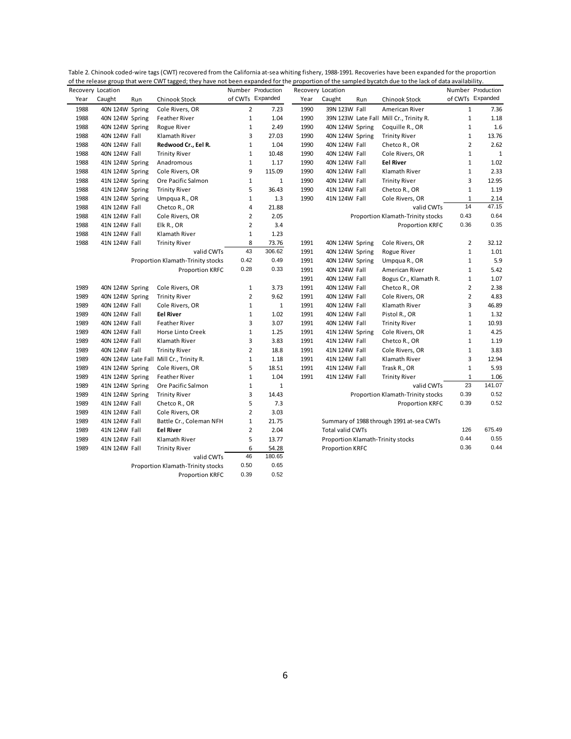Table 2. Chinook coded-wire tags (CWT) recovered from the California at-sea whiting fishery, 1988-1991. Recoveries have been expanded for the proportion of the release group that were CWT tagged; they have not been expanded for the proportion of the sampled bycatch due to the lack of data availability.

| Recovery Year | Location Caught | Run | Chinook Stock | Number of CWTs | Production Expanded |
|---|---|---|---|---|---|
| 1988 | 40N 124W | Spring | Cole Rivers, OR | 2 | 7.23 |
| 1988 | 40N 124W | Spring | Feather River | 1 | 1.04 |
| 1988 | 40N 124W | Spring | Rogue River | 1 | 2.49 |
| 1988 | 40N 124W | Fall | Klamath River | 3 | 27.03 |
| 1988 | 40N 124W | Fall | **Redwood Cr., Eel R.** | 1 | 1.04 |
| 1988 | 40N 124W | Fall | Trinity River | 1 | 10.48 |
| 1988 | 41N 124W | Spring | Anadromous | 1 | 1.17 |
| 1988 | 41N 124W | Spring | Cole Rivers, OR | 9 | 115.09 |
| 1988 | 41N 124W | Spring | Ore Pacific Salmon | 1 | 1 |
| 1988 | 41N 124W | Spring | Trinity River | 5 | 36.43 |
| 1988 | 41N 124W | Spring | Umpqua R., OR | 1 | 1.3 |
| 1988 | 41N 124W | Fall | Chetco R., OR | 4 | 21.88 |
| 1988 | 41N 124W | Fall | Cole Rivers, OR | 2 | 2.05 |
| 1988 | 41N 124W | Fall | Elk R., OR | 2 | 3.4 |
| 1988 | 41N 124W | Fall | Klamath River | 1 | 1.23 |
| 1988 | 41N 124W | Fall | Trinity River | 8 | 73.76 |
| | | | valid CWTs | 43 | 306.62 |
| | | | Proportion Klamath-Trinity stocks | 0.42 | 0.49 |
| | | | Proportion KRFC | 0.28 | 0.33 |
| 1989 | 40N 124W | Spring | Cole Rivers, OR | 1 | 3.73 |
| 1989 | 40N 124W | Spring | Trinity River | 2 | 9.62 |
| 1989 | 40N 124W | Fall | Cole Rivers, OR | 1 | 1 |
| 1989 | 40N 124W | Fall | **Eel River** | 1 | 1.02 |
| 1989 | 40N 124W | Fall | Feather River | 3 | 3.07 |
| 1989 | 40N 124W | Fall | Horse Linto Creek | 1 | 1.25 |
| 1989 | 40N 124W | Fall | Klamath River | 3 | 3.83 |
| 1989 | 40N 124W | Fall | Trinity River | 2 | 18.8 |
| 1989 | 40N 124W | Late Fall | Mill Cr., Trinity R. | 1 | 1.18 |
| 1989 | 41N 124W | Spring | Cole Rivers, OR | 5 | 18.51 |
| 1989 | 41N 124W | Spring | Feather River | 1 | 1.04 |
| 1989 | 41N 124W | Spring | Ore Pacific Salmon | 1 | 1 |
| 1989 | 41N 124W | Spring | Trinity River | 3 | 14.43 |
| 1989 | 41N 124W | Fall | Chetco R., OR | 5 | 7.3 |
| 1989 | 41N 124W | Fall | Cole Rivers, OR | 2 | 3.03 |
| 1989 | 41N 124W | Fall | Battle Cr., Coleman NFH | 1 | 21.75 |
| 1989 | 41N 124W | Fall | **Eel River** | 2 | 2.04 |
| 1989 | 41N 124W | Fall | Klamath River | 5 | 13.77 |
| 1989 | 41N 124W | Fall | Trinity River | 6 | 54.28 |
| | | | valid CWTs | 46 | 180.65 |
| | | | Proportion Klamath-Trinity stocks | 0.50 | 0.65 |
| | | | Proportion KRFC | 0.39 | 0.52 |
| 1990 | 39N 123W | Fall | American River | 1 | 7.36 |
| 1990 | 39N 123W | Late Fall | Mill Cr., Trinity R. | 1 | 1.18 |
| 1990 | 40N 124W | Spring | Coquille R., OR | 1 | 1.6 |
| 1990 | 40N 124W | Spring | Trinity River | 1 | 13.76 |
| 1990 | 40N 124W | Fall | Chetco R., OR | 2 | 2.62 |
| 1990 | 40N 124W | Fall | Cole Rivers, OR | 1 | 1 |
| 1990 | 40N 124W | Fall | **Eel River** | 1 | 1.02 |
| 1990 | 40N 124W | Fall | Klamath River | 1 | 2.33 |
| 1990 | 40N 124W | Fall | Trinity River | 3 | 12.95 |
| 1990 | 41N 124W | Fall | Chetco R., OR | 1 | 1.19 |
| 1990 | 41N 124W | Fall | Cole Rivers, OR | 1 | 2.14 |
| | | | valid CWTs | 14 | 47.15 |
| | | | Proportion Klamath-Trinity stocks | 0.43 | 0.64 |
| | | | Proportion KRFC | 0.36 | 0.35 |
| 1991 | 40N 124W | Spring | Cole Rivers, OR | 2 | 32.12 |
| 1991 | 40N 124W | Spring | Rogue River | 1 | 1.01 |
| 1991 | 40N 124W | Spring | Umpqua R., OR | 1 | 5.9 |
| 1991 | 40N 124W | Fall | American River | 1 | 5.42 |
| 1991 | 40N 124W | Fall | Bogus Cr., Klamath R. | 1 | 1.07 |
| 1991 | 40N 124W | Fall | Chetco R., OR | 2 | 2.38 |
| 1991 | 40N 124W | Fall | Cole Rivers, OR | 2 | 4.83 |
| 1991 | 40N 124W | Fall | Klamath River | 3 | 46.89 |
| 1991 | 40N 124W | Fall | Pistol R., OR | 1 | 1.32 |
| 1991 | 40N 124W | Fall | Trinity River | 1 | 10.93 |
| 1991 | 41N 124W | Spring | Cole Rivers, OR | 1 | 4.25 |
| 1991 | 41N 124W | Fall | Chetco R., OR | 1 | 1.19 |
| 1991 | 41N 124W | Fall | Cole Rivers, OR | 1 | 3.83 |
| 1991 | 41N 124W | Fall | Klamath River | 3 | 12.94 |
| 1991 | 41N 124W | Fall | Trask R., OR | 1 | 5.93 |
| 1991 | 41N 124W | Fall | Trinity River | 1 | 1.06 |
| | | | valid CWTs | 23 | 141.07 |
| | | | Proportion Klamath-Trinity stocks | 0.39 | 0.52 |
| | | | Proportion KRFC | 0.39 | 0.52 |

Summary of 1988 through 1991 at-sea CWTs

| | Number of CWTs | Production Expanded |
|---|---|---|
| Total valid CWTs | 126 | 675.49 |
| Proportion Klamath-Trinity stocks | 0.44 | 0.55 |
| Proportion KRFC | 0.36 | 0.44 |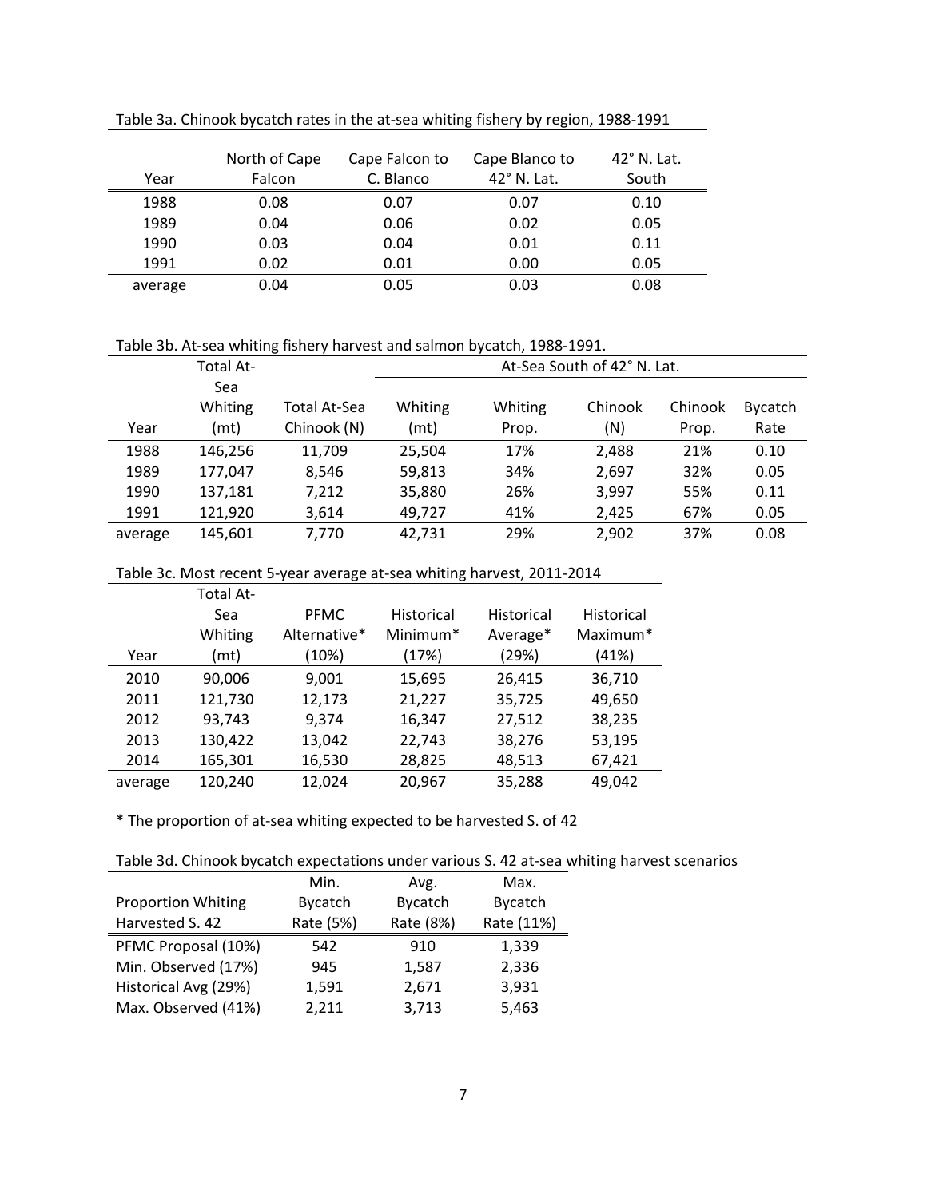Table 3a. Chinook bycatch rates in the at-sea whiting fishery by region, 1988-1991

| Year | North of Cape Falcon | Cape Falcon to C. Blanco | Cape Blanco to 42° N. Lat. | 42° N. Lat. South |
|---|---|---|---|---|
| 1988 | 0.08 | 0.07 | 0.07 | 0.10 |
| 1989 | 0.04 | 0.06 | 0.02 | 0.05 |
| 1990 | 0.03 | 0.04 | 0.01 | 0.11 |
| 1991 | 0.02 | 0.01 | 0.00 | 0.05 |
| average | 0.04 | 0.05 | 0.03 | 0.08 |

Table 3b. At-sea whiting fishery harvest and salmon bycatch, 1988-1991.

| | | | At-Sea South of 42° N. Lat. | | | | |
|---|---|---|---|---|---|---|---|
| Year | Total At-Sea Whiting (mt) | Total At-Sea Chinook (N) | Whiting (mt) | Whiting Prop. | Chinook (N) | Chinook Prop. | Bycatch Rate |
| 1988 | 146,256 | 11,709 | 25,504 | 17% | 2,488 | 21% | 0.10 |
| 1989 | 177,047 | 8,546 | 59,813 | 34% | 2,697 | 32% | 0.05 |
| 1990 | 137,181 | 7,212 | 35,880 | 26% | 3,997 | 55% | 0.11 |
| 1991 | 121,920 | 3,614 | 49,727 | 41% | 2,425 | 67% | 0.05 |
| average | 145,601 | 7,770 | 42,731 | 29% | 2,902 | 37% | 0.08 |

Table 3c. Most recent 5-year average at-sea whiting harvest, 2011-2014

| Year | Total At-Sea Whiting (mt) | PFMC Alternative* (10%) | Historical Minimum* (17%) | Historical Average* (29%) | Historical Maximum* (41%) |
|---|---|---|---|---|---|
| 2010 | 90,006 | 9,001 | 15,695 | 26,415 | 36,710 |
| 2011 | 121,730 | 12,173 | 21,227 | 35,725 | 49,650 |
| 2012 | 93,743 | 9,374 | 16,347 | 27,512 | 38,235 |
| 2013 | 130,422 | 13,042 | 22,743 | 38,276 | 53,195 |
| 2014 | 165,301 | 16,530 | 28,825 | 48,513 | 67,421 |
| average | 120,240 | 12,024 | 20,967 | 35,288 | 49,042 |

* The proportion of at-sea whiting expected to be harvested S. of 42

Table 3d. Chinook bycatch expectations under various S. 42 at-sea whiting harvest scenarios

| Proportion Whiting Harvested S. 42 | Min. Bycatch Rate (5%) | Avg. Bycatch Rate (8%) | Max. Bycatch Rate (11%) |
|---|---|---|---|
| PFMC Proposal (10%) | 542 | 910 | 1,339 |
| Min. Observed (17%) | 945 | 1,587 | 2,336 |
| Historical Avg (29%) | 1,591 | 2,671 | 3,931 |
| Max. Observed (41%) | 2,211 | 3,713 | 5,463 |